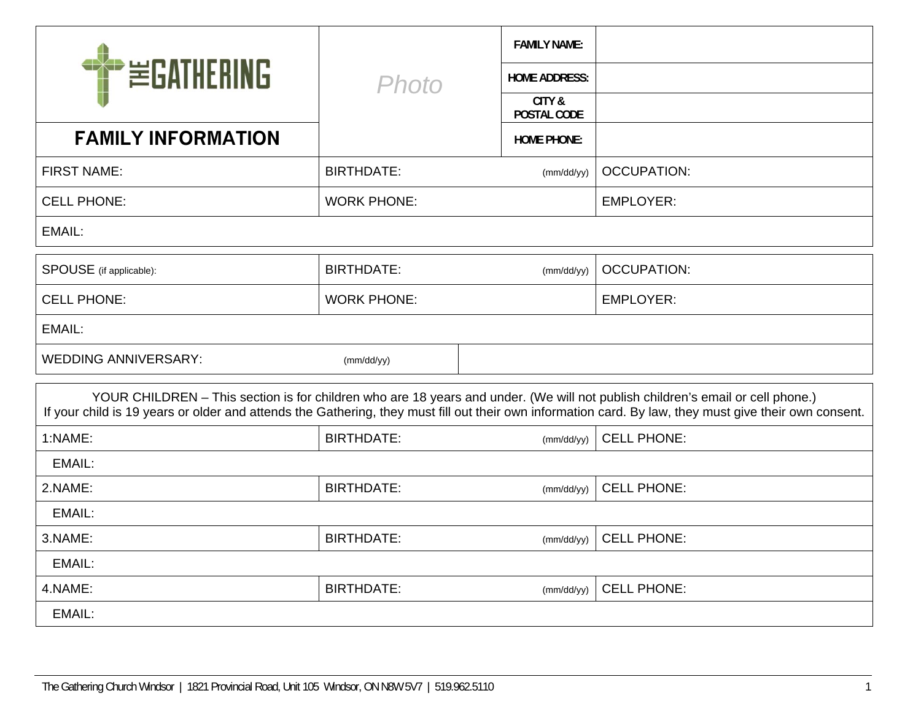THE GATHERING

# FAMILY INFORMATION

Photo

| | |
|---|---|
| FAMILY NAME: | |
| HOME ADDRESS: | |
| CITY & POSTAL CODE | |
| HOME PHONE: | |

| | | |
|---|---|---|
| FIRST NAME: | BIRTHDATE: (mm/dd/yy) | OCCUPATION: |
| CELL PHONE: | WORK PHONE: | EMPLOYER: |
| EMAIL: | | |

| | | |
|---|---|---|
| SPOUSE (if applicable): | BIRTHDATE: (mm/dd/yy) | OCCUPATION: |
| CELL PHONE: | WORK PHONE: | EMPLOYER: |
| EMAIL: | | |
| WEDDING ANNIVERSARY: (mm/dd/yy) | | |

YOUR CHILDREN – This section is for children who are 18 years and under. (We will not publish children's email or cell phone.)
If your child is 19 years or older and attends the Gathering, they must fill out their own information card. By law, they must give their own consent.

| | | |
|---|---|---|
| 1:NAME: | BIRTHDATE: (mm/dd/yy) | CELL PHONE: |
| EMAIL: | | |
| 2.NAME: | BIRTHDATE: (mm/dd/yy) | CELL PHONE: |
| EMAIL: | | |
| 3.NAME: | BIRTHDATE: (mm/dd/yy) | CELL PHONE: |
| EMAIL: | | |
| 4.NAME: | BIRTHDATE: (mm/dd/yy) | CELL PHONE: |
| EMAIL: | | |

The Gathering Church Windsor | 1821 Provincial Road, Unit 105 Windsor, ON N8W 5V7 | 519.962.5110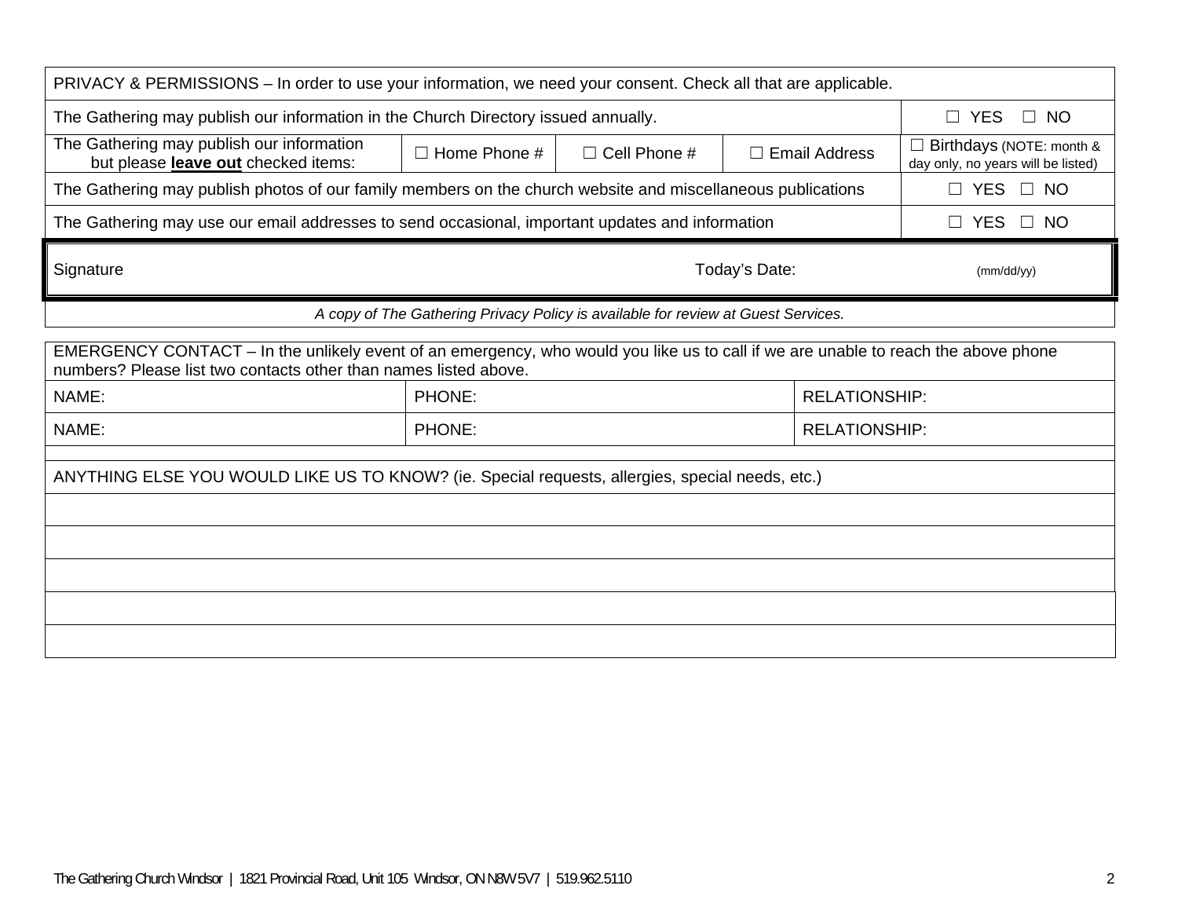| PRIVACY & PERMISSIONS – In order to use your information, we need your consent. Check all that are applicable. | | | | |
|---|---|---|---|---|
| The Gathering may publish our information in the Church Directory issued annually. | | | | ☐ YES ☐ NO |
| The Gathering may publish our information but please **leave out** checked items: | ☐ Home Phone # | ☐ Cell Phone # | ☐ Email Address | ☐ Birthdays (NOTE: month & day only, no years will be listed) |
| The Gathering may publish photos of our family members on the church website and miscellaneous publications | | | | ☐ YES ☐ NO |
| The Gathering may use our email addresses to send occasional, important updates and information | | | | ☐ YES ☐ NO |
| Signature | | | Today's Date: | (mm/dd/yy) |

*A copy of The Gathering Privacy Policy is available for review at Guest Services.*

| EMERGENCY CONTACT – In the unlikely event of an emergency, who would you like us to call if we are unable to reach the above phone numbers? Please list two contacts other than names listed above. | | |
|---|---|---|
| NAME: | PHONE: | RELATIONSHIP: |
| NAME: | PHONE: | RELATIONSHIP: |

| ANYTHING ELSE YOU WOULD LIKE US TO KNOW? (ie. Special requests, allergies, special needs, etc.) |
|---|
| |
| |
| |
| |
| |

The Gathering Church Windsor | 1821 Provincial Road, Unit 105 Windsor, ON N8W 5V7 | 519.962.5110